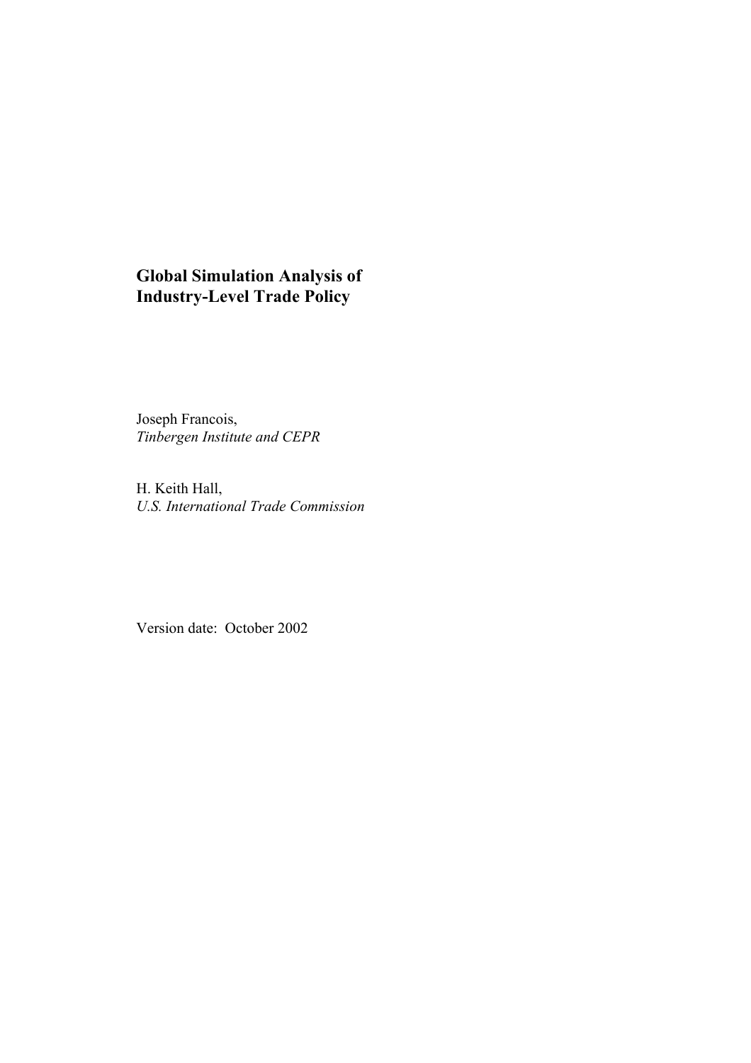# Global Simulation Analysis of Industry-Level Trade Policy

Joseph Francois,
*Tinbergen Institute and CEPR*

H. Keith Hall,
*U.S. International Trade Commission*

Version date: October 2002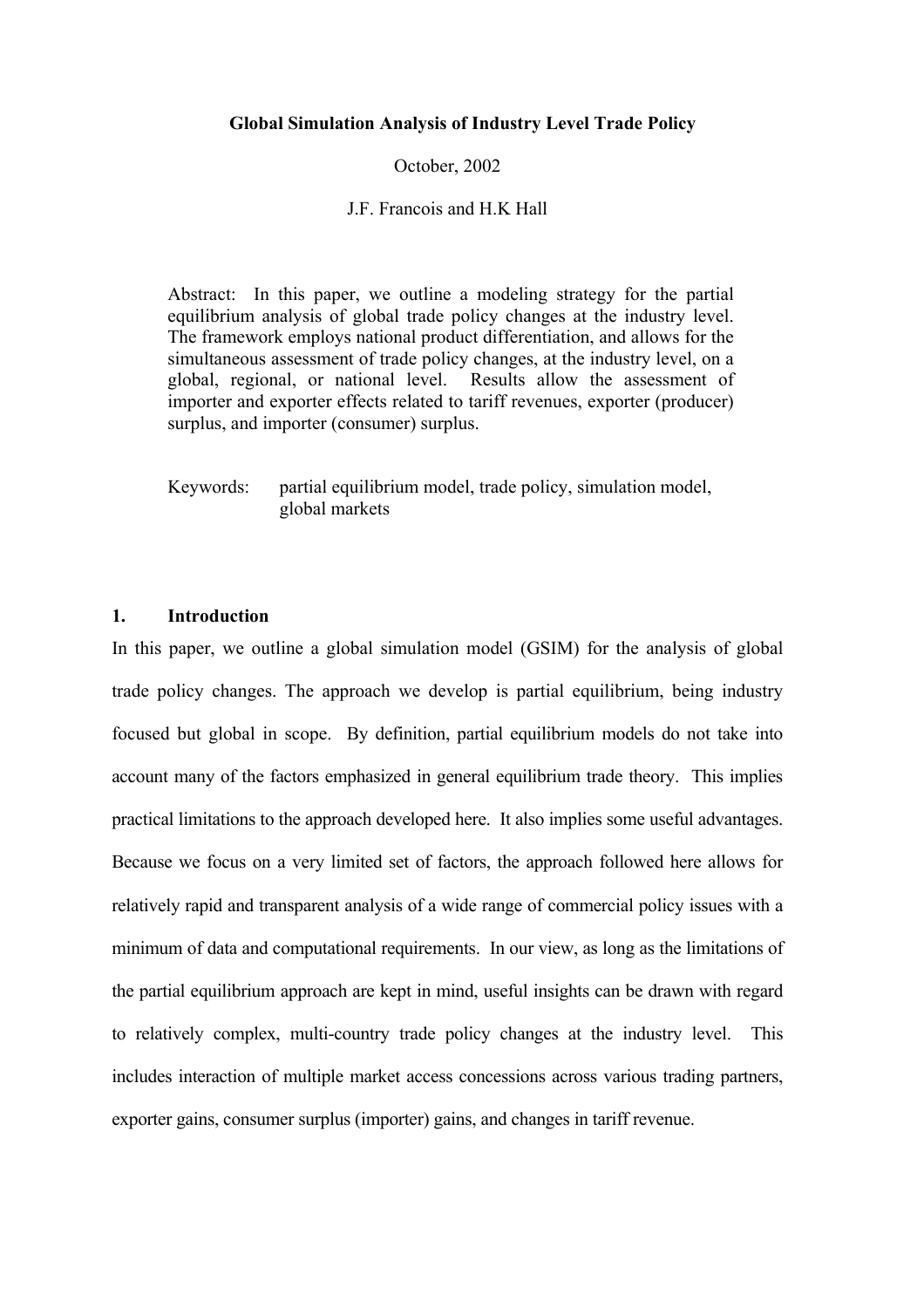**Global Simulation Analysis of Industry Level Trade Policy**

October, 2002

J.F. Francois and H.K Hall

> Abstract: In this paper, we outline a modeling strategy for the partial equilibrium analysis of global trade policy changes at the industry level. The framework employs national product differentiation, and allows for the simultaneous assessment of trade policy changes, at the industry level, on a global, regional, or national level. Results allow the assessment of importer and exporter effects related to tariff revenues, exporter (producer) surplus, and importer (consumer) surplus.
>
> Keywords: partial equilibrium model, trade policy, simulation model, global markets

## 1. Introduction

In this paper, we outline a global simulation model (GSIM) for the analysis of global trade policy changes. The approach we develop is partial equilibrium, being industry focused but global in scope. By definition, partial equilibrium models do not take into account many of the factors emphasized in general equilibrium trade theory. This implies practical limitations to the approach developed here. It also implies some useful advantages. Because we focus on a very limited set of factors, the approach followed here allows for relatively rapid and transparent analysis of a wide range of commercial policy issues with a minimum of data and computational requirements. In our view, as long as the limitations of the partial equilibrium approach are kept in mind, useful insights can be drawn with regard to relatively complex, multi-country trade policy changes at the industry level. This includes interaction of multiple market access concessions across various trading partners, exporter gains, consumer surplus (importer) gains, and changes in tariff revenue.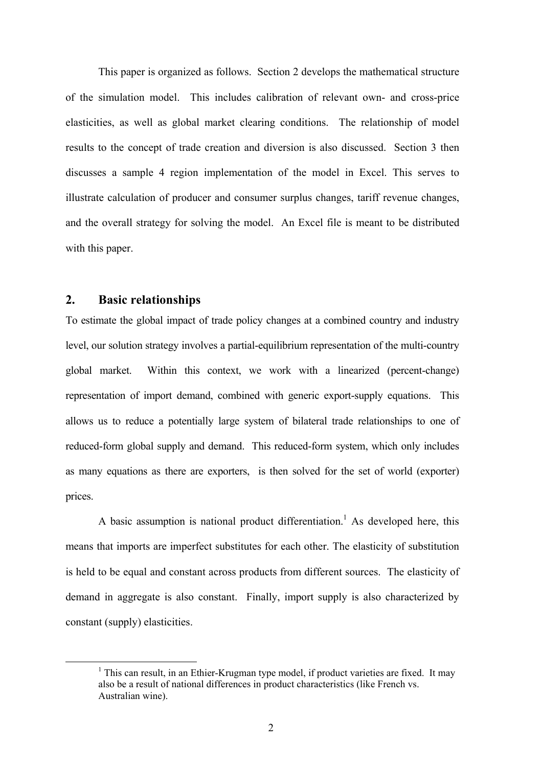This paper is organized as follows. Section 2 develops the mathematical structure of the simulation model. This includes calibration of relevant own- and cross-price elasticities, as well as global market clearing conditions. The relationship of model results to the concept of trade creation and diversion is also discussed. Section 3 then discusses a sample 4 region implementation of the model in Excel. This serves to illustrate calculation of producer and consumer surplus changes, tariff revenue changes, and the overall strategy for solving the model. An Excel file is meant to be distributed with this paper.

## 2. Basic relationships

To estimate the global impact of trade policy changes at a combined country and industry level, our solution strategy involves a partial-equilibrium representation of the multi-country global market. Within this context, we work with a linearized (percent-change) representation of import demand, combined with generic export-supply equations. This allows us to reduce a potentially large system of bilateral trade relationships to one of reduced-form global supply and demand. This reduced-form system, which only includes as many equations as there are exporters, is then solved for the set of world (exporter) prices.

A basic assumption is national product differentiation.[1] As developed here, this means that imports are imperfect substitutes for each other. The elasticity of substitution is held to be equal and constant across products from different sources. The elasticity of demand in aggregate is also constant. Finally, import supply is also characterized by constant (supply) elasticities.

[1] This can result, in an Ethier-Krugman type model, if product varieties are fixed. It may also be a result of national differences in product characteristics (like French vs. Australian wine).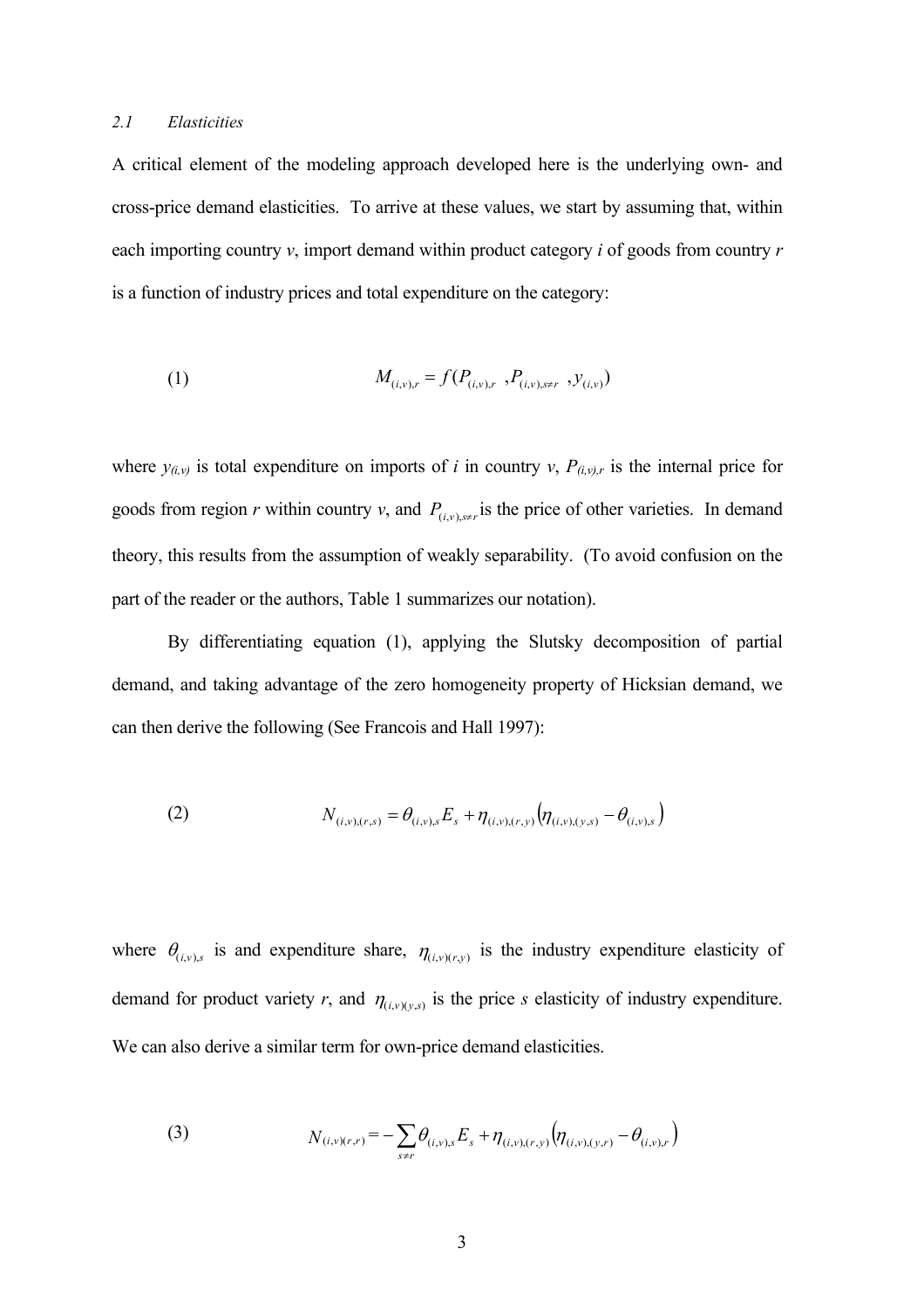### 2.1 Elasticities

A critical element of the modeling approach developed here is the underlying own- and cross-price demand elasticities. To arrive at these values, we start by assuming that, within each importing country *v*, import demand within product category *i* of goods from country *r* is a function of industry prices and total expenditure on the category:

$$M_{(i,v),r} = f(P_{(i,v),r} \;, P_{(i,v),s \neq r} \;, y_{(i,v)}) \tag{1}$$

where $y_{(i,v)}$ is total expenditure on imports of *i* in country *v*, $P_{(i,v),r}$ is the internal price for goods from region *r* within country *v*, and $P_{(i,v),s \neq r}$ is the price of other varieties. In demand theory, this results from the assumption of weakly separability. (To avoid confusion on the part of the reader or the authors, Table 1 summarizes our notation).

By differentiating equation (1), applying the Slutsky decomposition of partial demand, and taking advantage of the zero homogeneity property of Hicksian demand, we can then derive the following (See Francois and Hall 1997):

$$N_{(i,v),(r,s)} = \theta_{(i,v),s} E_s + \eta_{(i,v),(r,y)} \left( \eta_{(i,v),(y,s)} - \theta_{(i,v),s} \right) \tag{2}$$

where $\theta_{(i,v),s}$ is and expenditure share, $\eta_{(i,v)(r,y)}$ is the industry expenditure elasticity of demand for product variety *r*, and $\eta_{(i,v)(y,s)}$ is the price *s* elasticity of industry expenditure. We can also derive a similar term for own-price demand elasticities.

$$N_{(i,v)(r,r)} = -\sum_{s \neq r} \theta_{(i,v),s} E_s + \eta_{(i,v),(r,y)} \left( \eta_{(i,v),(y,r)} - \theta_{(i,v),r} \right) \tag{3}$$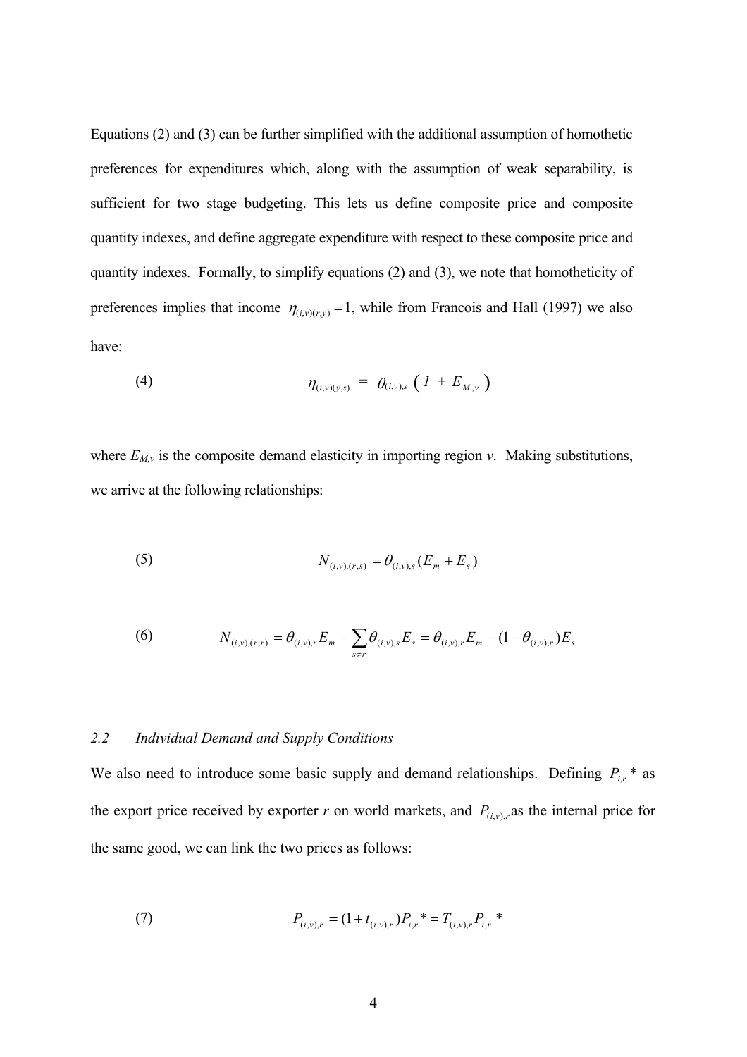Equations (2) and (3) can be further simplified with the additional assumption of homothetic preferences for expenditures which, along with the assumption of weak separability, is sufficient for two stage budgeting. This lets us define composite price and composite quantity indexes, and define aggregate expenditure with respect to these composite price and quantity indexes. Formally, to simplify equations (2) and (3), we note that homotheticity of preferences implies that income $\eta_{(i,v)(r,y)} = 1$, while from Francois and Hall (1997) we also have:

$$\eta_{(i,v)(y,s)} = \theta_{(i,v),s} \left( 1 + E_{M,v} \right) \tag{4}$$

where $E_{M,v}$ is the composite demand elasticity in importing region $v$. Making substitutions, we arrive at the following relationships:

$$N_{(i,v),(r,s)} = \theta_{(i,v),s} (E_m + E_s) \tag{5}$$

$$N_{(i,v),(r,r)} = \theta_{(i,v),r} E_m - \sum_{s \neq r} \theta_{(i,v),s} E_s = \theta_{(i,v),r} E_m - (1 - \theta_{(i,v),r}) E_s \tag{6}$$

### *2.2 Individual Demand and Supply Conditions*

We also need to introduce some basic supply and demand relationships. Defining $P_{i,r}*$ as the export price received by exporter $r$ on world markets, and $P_{(i,v),r}$ as the internal price for the same good, we can link the two prices as follows:

$$P_{(i,v),r} = (1 + t_{(i,v),r}) P_{i,r}* = T_{(i,v),r} P_{i,r}* \tag{7}$$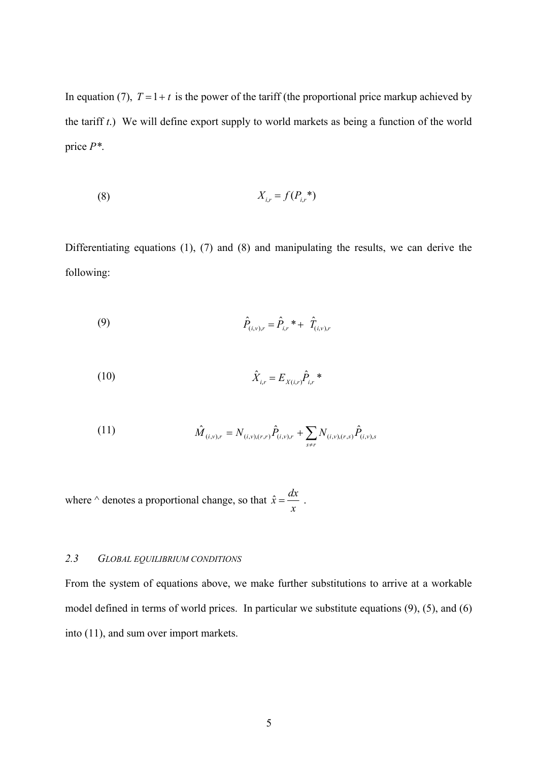In equation (7), $T = 1 + t$ is the power of the tariff (the proportional price markup achieved by the tariff *t*.) We will define export supply to world markets as being a function of the world price $P*$.

$$X_{i,r} = f(P_{i,r}*) \tag{8}$$

Differentiating equations (1), (7) and (8) and manipulating the results, we can derive the following:

$$\hat{P}_{(i,v),r} = \hat{P}_{i,r}* + \hat{T}_{(i,v),r} \tag{9}$$

$$\hat{X}_{i,r} = E_{X(i,r)}\hat{P}_{i,r}* \tag{10}$$

$$\hat{M}_{(i,v),r} = N_{(i,v),(r,r)}\hat{P}_{(i,v),r} + \sum_{s \neq r} N_{(i,v),(r,s)}\hat{P}_{(i,v),s} \tag{11}$$

where ^ denotes a proportional change, so that $\hat{x} = \dfrac{dx}{x}$ .

### 2.3 *Global equilibrium conditions*

From the system of equations above, we make further substitutions to arrive at a workable model defined in terms of world prices. In particular we substitute equations (9), (5), and (6) into (11), and sum over import markets.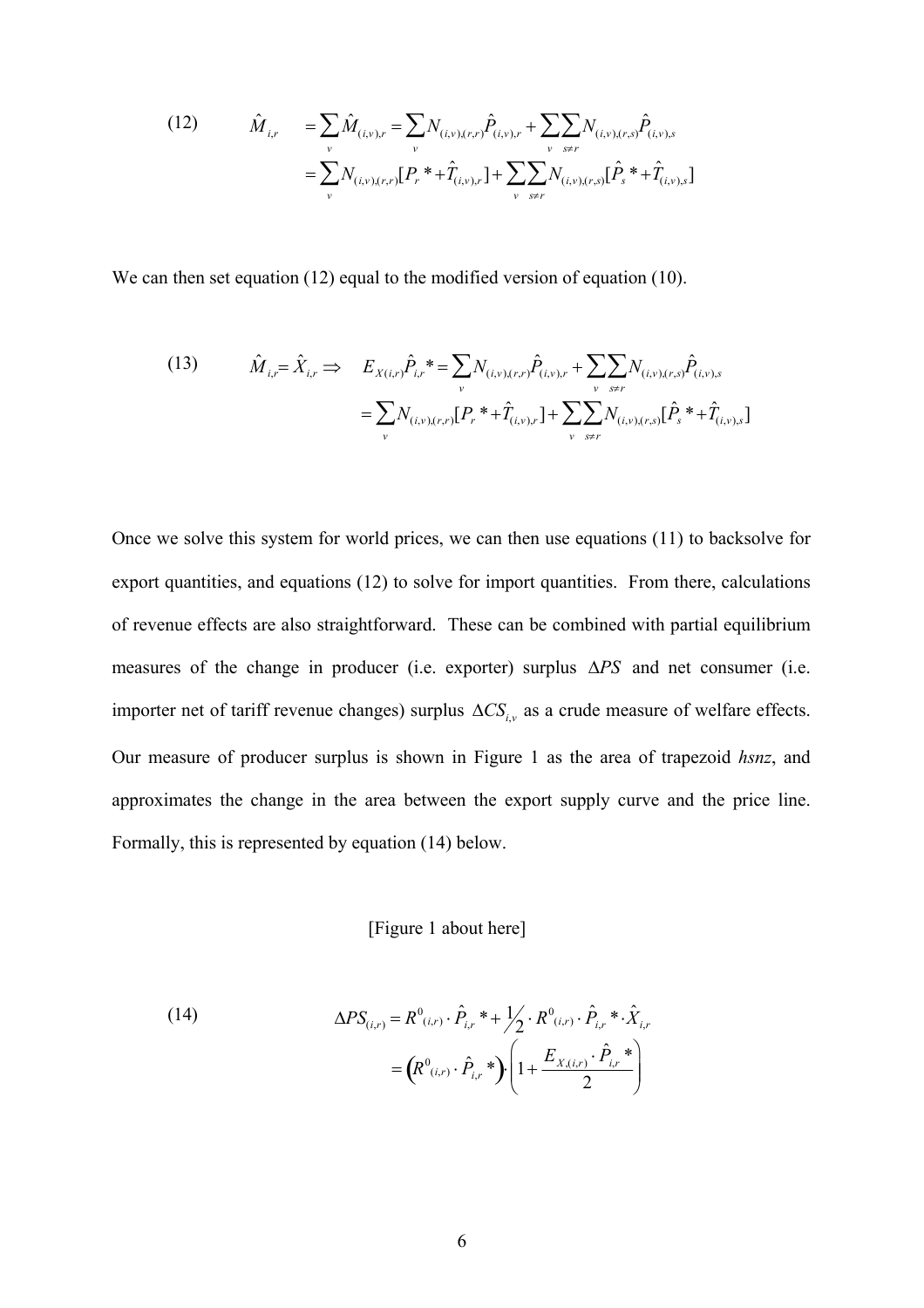$$
(12) \qquad \hat{M}_{i,r} = \sum_{v} \hat{M}_{(i,v),r} = \sum_{v} N_{(i,v),(r,r)} \hat{P}_{(i,v),r} + \sum_{v} \sum_{s \neq r} N_{(i,v),(r,s)} \hat{P}_{(i,v),s}
$$
$$
= \sum_{v} N_{(i,v),(r,r)} [P_r * + \hat{T}_{(i,v),r}] + \sum_{v} \sum_{s \neq r} N_{(i,v),(r,s)} [\hat{P}_s * + \hat{T}_{(i,v),s}]
$$

We can then set equation (12) equal to the modified version of equation (10).

$$
(13) \qquad \hat{M}_{i,r} = \hat{X}_{i,r} \Rightarrow \quad E_{X(i,r)} \hat{P}_{i,r} * = \sum_{v} N_{(i,v),(r,r)} \hat{P}_{(i,v),r} + \sum_{v} \sum_{s \neq r} N_{(i,v),(r,s)} \hat{P}_{(i,v),s}
$$
$$
= \sum_{v} N_{(i,v),(r,r)} [P_r * + \hat{T}_{(i,v),r}] + \sum_{v} \sum_{s \neq r} N_{(i,v),(r,s)} [\hat{P}_s * + \hat{T}_{(i,v),s}]
$$

Once we solve this system for world prices, we can then use equations (11) to backsolve for export quantities, and equations (12) to solve for import quantities. From there, calculations of revenue effects are also straightforward. These can be combined with partial equilibrium measures of the change in producer (i.e. exporter) surplus $\Delta PS$ and net consumer (i.e. importer net of tariff revenue changes) surplus $\Delta CS_{i,v}$ as a crude measure of welfare effects. Our measure of producer surplus is shown in Figure 1 as the area of trapezoid *hsnz*, and approximates the change in the area between the export supply curve and the price line. Formally, this is represented by equation (14) below.

[Figure 1 about here]

$$
(14) \qquad \Delta PS_{(i,r)} = R^{0}{}_{(i,r)} \cdot \hat{P}_{i,r} * + \tfrac{1}{2} \cdot R^{0}{}_{(i,r)} \cdot \hat{P}_{i,r} * \cdot \hat{X}_{i,r}
$$
$$
= \left( R^{0}{}_{(i,r)} \cdot \hat{P}_{i,r} * \right) \cdot \left( 1 + \frac{E_{X,(i,r)} \cdot \hat{P}_{i,r} *}{2} \right)
$$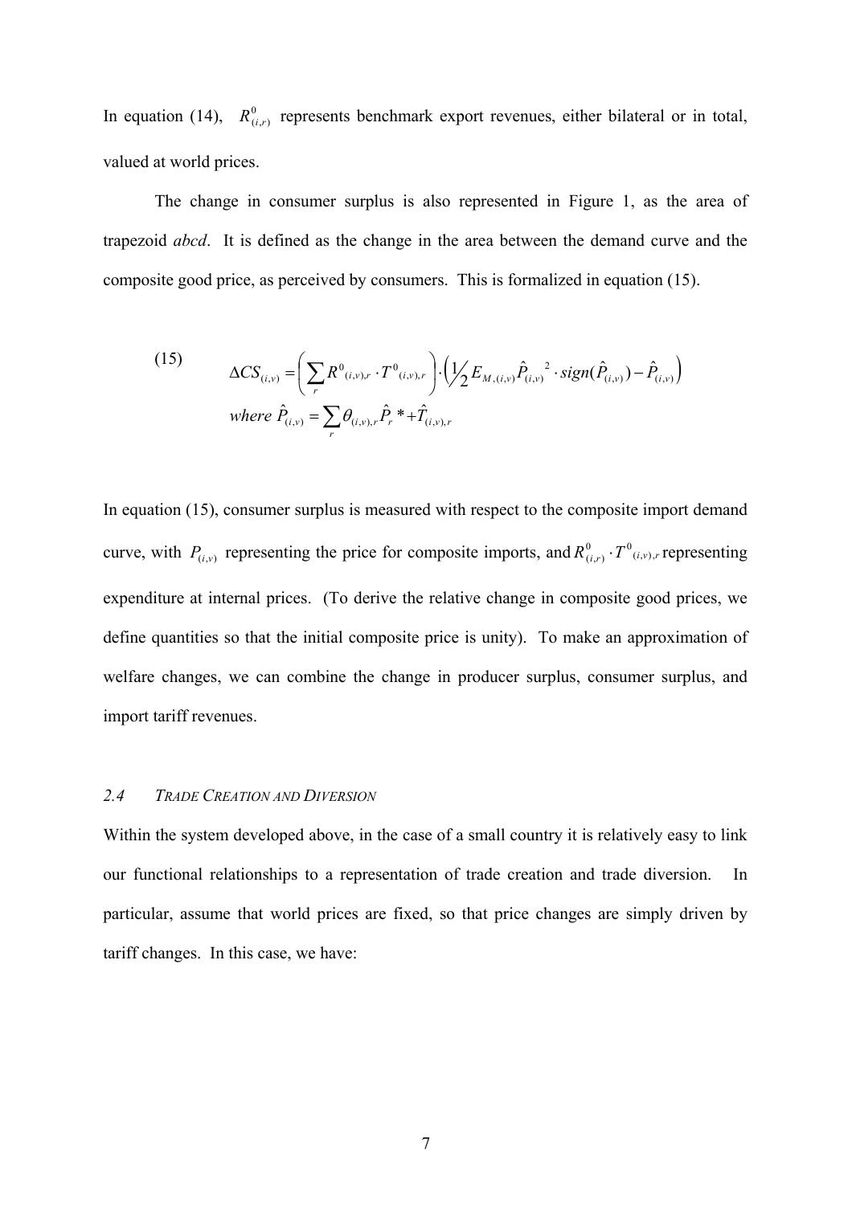In equation (14), $R^0_{(i,r)}$ represents benchmark export revenues, either bilateral or in total, valued at world prices.

The change in consumer surplus is also represented in Figure 1, as the area of trapezoid *abcd*. It is defined as the change in the area between the demand curve and the composite good price, as perceived by consumers. This is formalized in equation (15).

$$\text{(15)} \qquad \begin{aligned} &\Delta CS_{(i,v)} = \left( \sum_r R^0{}_{(i,v),r} \cdot T^0{}_{(i,v),r} \right) \cdot \left( \tfrac{1}{2} E_{M,(i,v)} \hat{P}_{(i,v)}{}^2 \cdot sign(\hat{P}_{(i,v)}) - \hat{P}_{(i,v)} \right) \\ &where\ \hat{P}_{(i,v)} = \sum_r \theta_{(i,v),r} \hat{P}_r * + \hat{T}_{(i,v),r} \end{aligned}$$

In equation (15), consumer surplus is measured with respect to the composite import demand curve, with $P_{(i,v)}$ representing the price for composite imports, and $R^0_{(i,r)} \cdot T^0{}_{(i,v),r}$ representing expenditure at internal prices. (To derive the relative change in composite good prices, we define quantities so that the initial composite price is unity). To make an approximation of welfare changes, we can combine the change in producer surplus, consumer surplus, and import tariff revenues.

### 2.4 *Trade Creation and Diversion*

Within the system developed above, in the case of a small country it is relatively easy to link our functional relationships to a representation of trade creation and trade diversion. In particular, assume that world prices are fixed, so that price changes are simply driven by tariff changes. In this case, we have: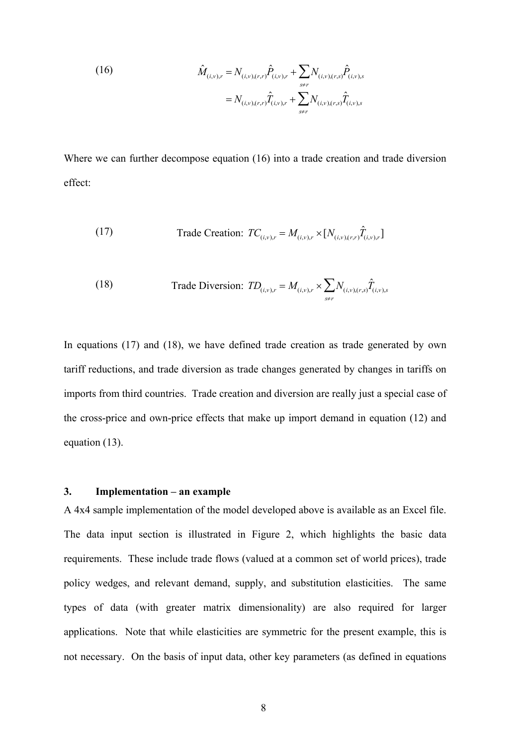$$(16) \qquad \hat{M}_{(i,v),r} = N_{(i,v),(r,r)}\hat{P}_{(i,v),r} + \sum_{s \neq r} N_{(i,v),(r,s)}\hat{P}_{(i,v),s}$$
$$= N_{(i,v),(r,r)}\hat{T}_{(i,v),r} + \sum_{s \neq r} N_{(i,v),(r,s)}\hat{T}_{(i,v),s}$$

Where we can further decompose equation (16) into a trade creation and trade diversion effect:

$$(17) \qquad \text{Trade Creation: } TC_{(i,v),r} = M_{(i,v),r} \times [N_{(i,v),(r,r)}\hat{T}_{(i,v),r}]$$

$$(18) \qquad \text{Trade Diversion: } TD_{(i,v),r} = M_{(i,v),r} \times \sum_{s \neq r} N_{(i,v),(r,s)}\hat{T}_{(i,v),s}$$

In equations (17) and (18), we have defined trade creation as trade generated by own tariff reductions, and trade diversion as trade changes generated by changes in tariffs on imports from third countries. Trade creation and diversion are really just a special case of the cross-price and own-price effects that make up import demand in equation (12) and equation (13).

## 3. Implementation – an example

A 4x4 sample implementation of the model developed above is available as an Excel file. The data input section is illustrated in Figure 2, which highlights the basic data requirements. These include trade flows (valued at a common set of world prices), trade policy wedges, and relevant demand, supply, and substitution elasticities. The same types of data (with greater matrix dimensionality) are also required for larger applications. Note that while elasticities are symmetric for the present example, this is not necessary. On the basis of input data, other key parameters (as defined in equations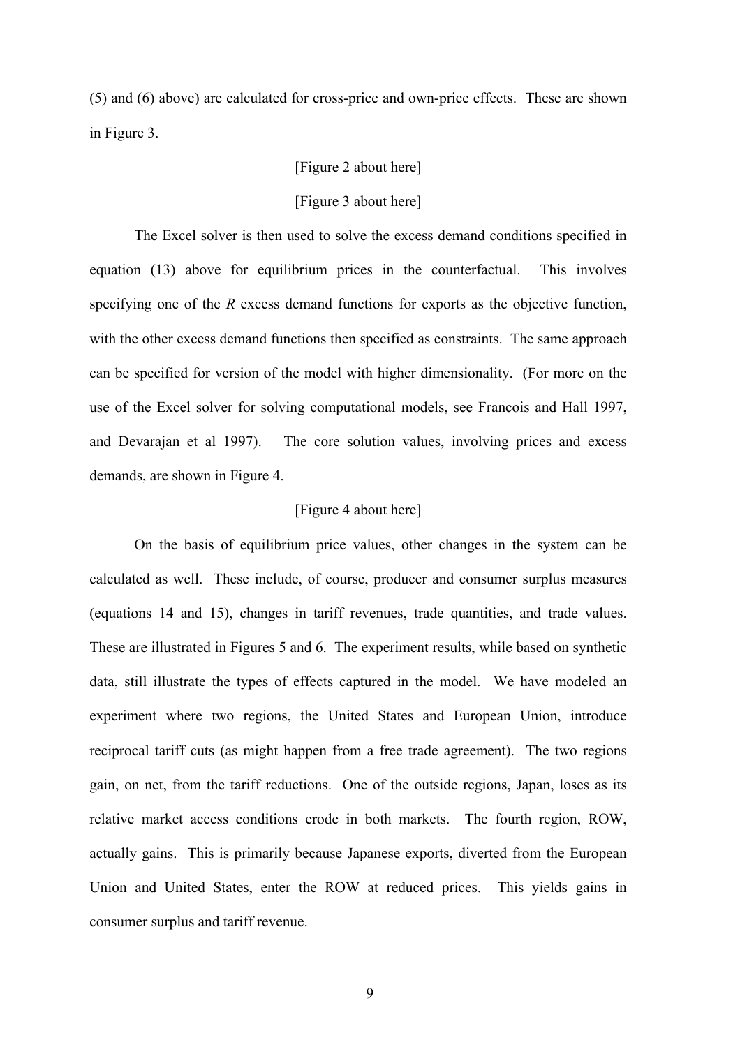(5) and (6) above) are calculated for cross-price and own-price effects. These are shown in Figure 3.

[Figure 2 about here]

[Figure 3 about here]

The Excel solver is then used to solve the excess demand conditions specified in equation (13) above for equilibrium prices in the counterfactual. This involves specifying one of the *R* excess demand functions for exports as the objective function, with the other excess demand functions then specified as constraints. The same approach can be specified for version of the model with higher dimensionality. (For more on the use of the Excel solver for solving computational models, see Francois and Hall 1997, and Devarajan et al 1997). The core solution values, involving prices and excess demands, are shown in Figure 4.

[Figure 4 about here]

On the basis of equilibrium price values, other changes in the system can be calculated as well. These include, of course, producer and consumer surplus measures (equations 14 and 15), changes in tariff revenues, trade quantities, and trade values. These are illustrated in Figures 5 and 6. The experiment results, while based on synthetic data, still illustrate the types of effects captured in the model. We have modeled an experiment where two regions, the United States and European Union, introduce reciprocal tariff cuts (as might happen from a free trade agreement). The two regions gain, on net, from the tariff reductions. One of the outside regions, Japan, loses as its relative market access conditions erode in both markets. The fourth region, ROW, actually gains. This is primarily because Japanese exports, diverted from the European Union and United States, enter the ROW at reduced prices. This yields gains in consumer surplus and tariff revenue.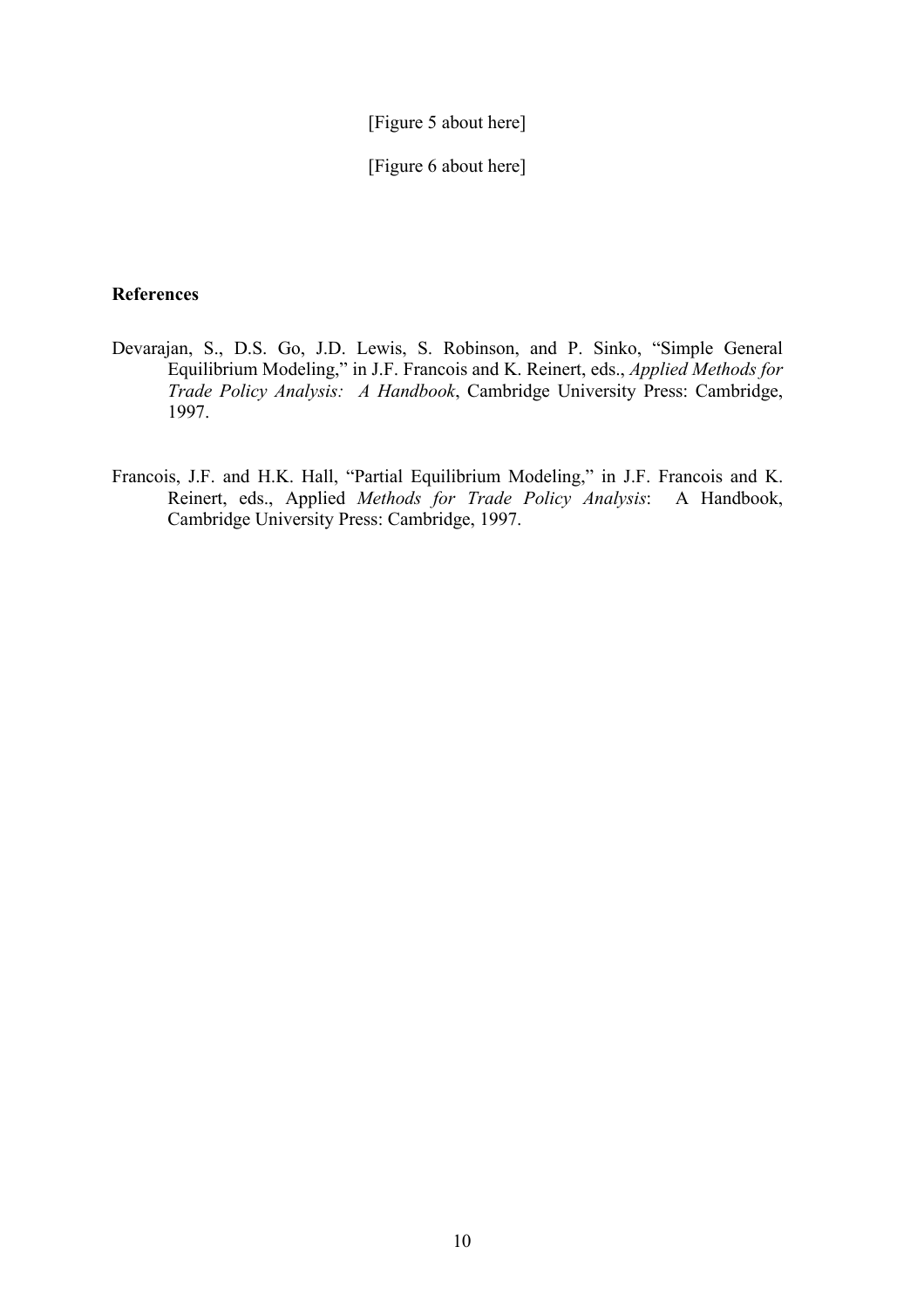[Figure 5 about here]

[Figure 6 about here]

**References**

Devarajan, S., D.S. Go, J.D. Lewis, S. Robinson, and P. Sinko, "Simple General Equilibrium Modeling," in J.F. Francois and K. Reinert, eds., *Applied Methods for Trade Policy Analysis: A Handbook*, Cambridge University Press: Cambridge, 1997.

Francois, J.F. and H.K. Hall, "Partial Equilibrium Modeling," in J.F. Francois and K. Reinert, eds., Applied *Methods for Trade Policy Analysis*: A Handbook, Cambridge University Press: Cambridge, 1997.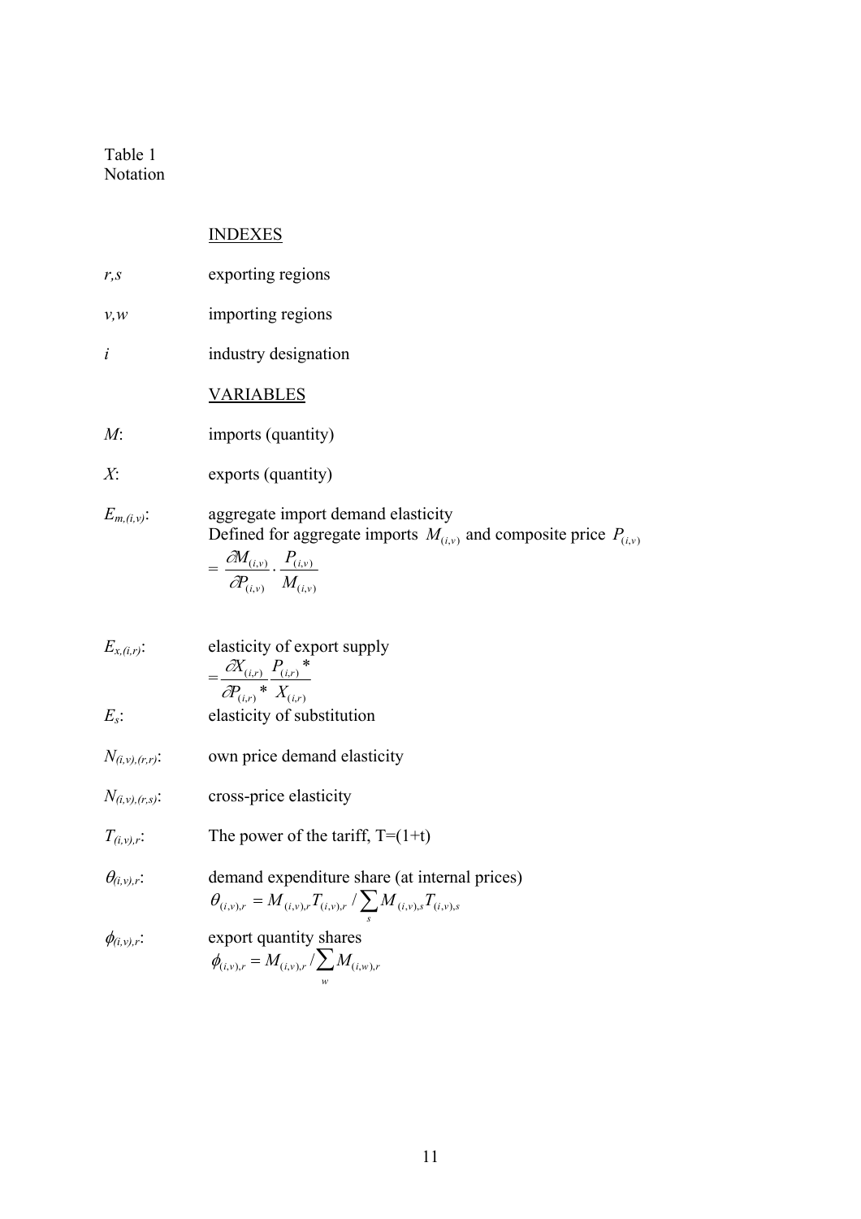Table 1
Notation

INDEXES

| | |
|---|---|
| $r,s$ | exporting regions |
| $v,w$ | importing regions |
| $i$ | industry designation |

VARIABLES

| | |
|---|---|
| $M$: | imports (quantity) |
| $X$: | exports (quantity) |
| $E_{m,(i,v)}$: | aggregate import demand elasticity<br>Defined for aggregate imports $M_{(i,v)}$ and composite price $P_{(i,v)}$<br>$= \frac{\partial M_{(i,v)}}{\partial P_{(i,v)}} \cdot \frac{P_{(i,v)}}{M_{(i,v)}}$ |
| $E_{x,(i,r)}$: | elasticity of export supply<br>$= \frac{\partial X_{(i,r)}}{\partial P_{(i,r)}*} \frac{P_{(i,r)}*}{X_{(i,r)}}$ |
| $E_s$: | elasticity of substitution |
| $N_{(i,v),(r,r)}$: | own price demand elasticity |
| $N_{(i,v),(r,s)}$: | cross-price elasticity |
| $T_{(i,v),r}$: | The power of the tariff, $T=(1+t)$ |
| $\theta_{(i,v),r}$: | demand expenditure share (at internal prices)<br>$\theta_{(i,v),r} = M_{(i,v),r} T_{(i,v),r} / \sum_s M_{(i,v),s} T_{(i,v),s}$ |
| $\phi_{(i,v),r}$: | export quantity shares<br>$\phi_{(i,v),r} = M_{(i,v),r} / \sum_w M_{(i,w),r}$ |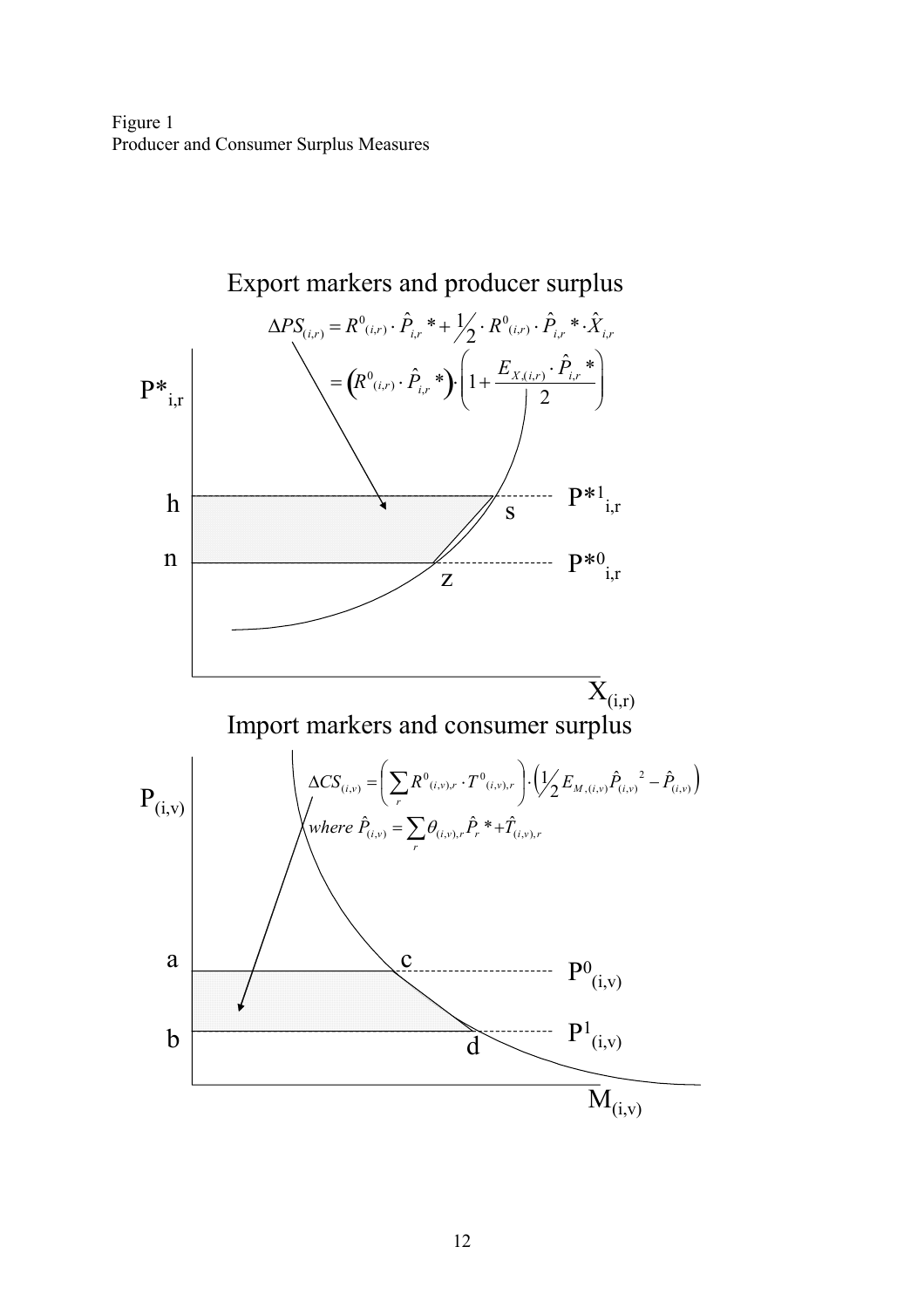Figure 1
Producer and Consumer Surplus Measures

Export markers and producer surplus

$$\Delta PS_{(i,r)} = R^0{}_{(i,r)} \cdot \hat{P}_{i,r}* + \tfrac{1}{2} \cdot R^0{}_{(i,r)} \cdot \hat{P}_{i,r}* \cdot \hat{X}_{i,r}$$

$$= \left(R^0{}_{(i,r)} \cdot \hat{P}_{i,r}*\right) \cdot \left(1 + \frac{E_{X,(i,r)} \cdot \hat{P}_{i,r}*}{2}\right)$$

$P*_{i,r}$, h, n, s, z, $P*^1_{i,r}$, $P*^0_{i,r}$, $X_{(i,r)}$

Import markers and consumer surplus

$$\Delta CS_{(i,v)} = \left(\sum_r R^0{}_{(i,v),r} \cdot T^0{}_{(i,v),r}\right) \cdot \left(\tfrac{1}{2} E_{M,(i,v)} \hat{P}_{(i,v)}{}^2 - \hat{P}_{(i,v)}\right)$$

$$where\ \hat{P}_{(i,v)} = \sum_r \theta_{(i,v),r} \hat{P}_r* + \hat{T}_{(i,v),r}$$

$P_{(i,v)}$, a, b, c, d, $P^0_{(i,v)}$, $P^1_{(i,v)}$, $M_{(i,v)}$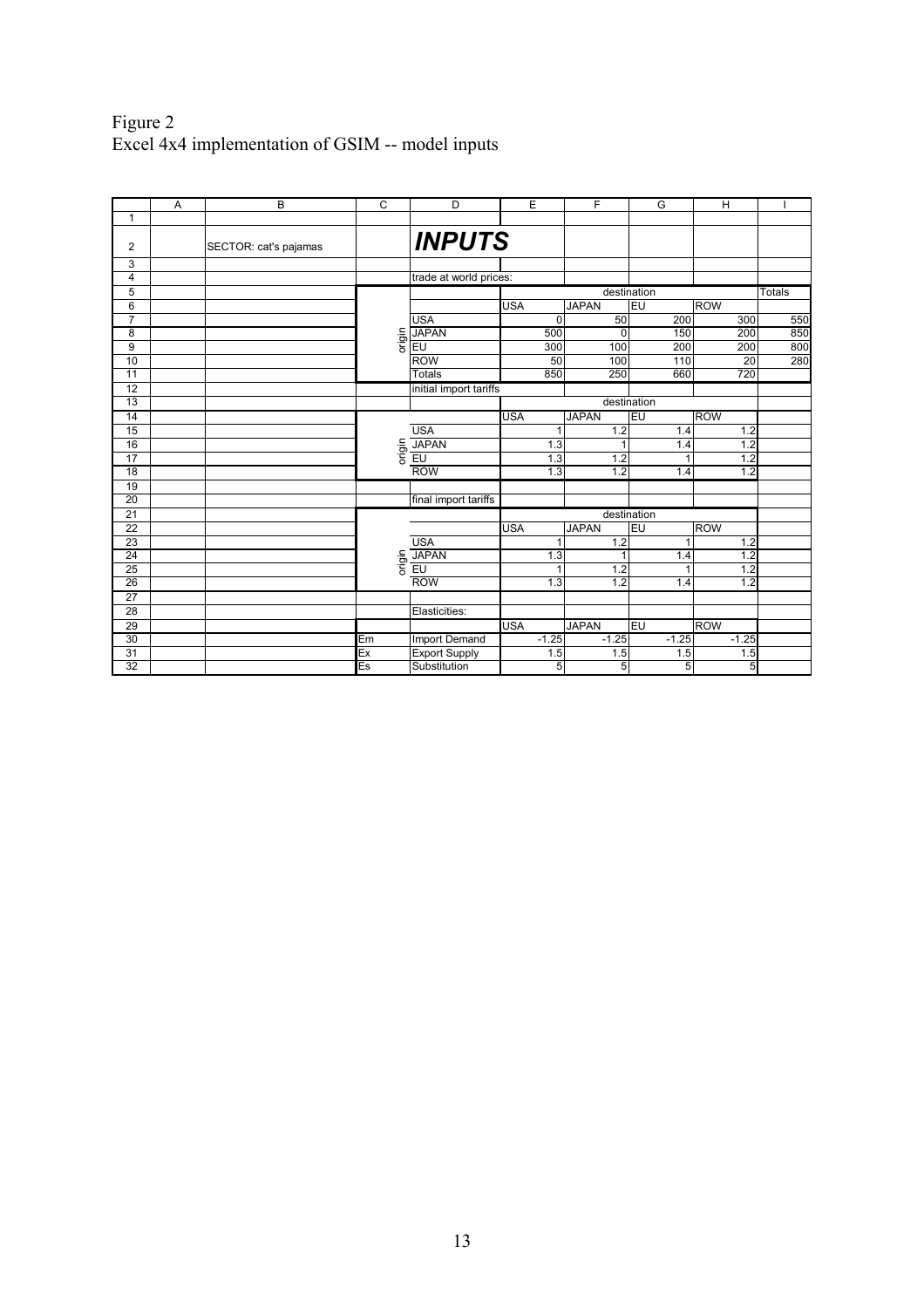Figure 2
Excel 4x4 implementation of GSIM -- model inputs

| | A | B | C | D | E | F | G | H | I |
|---|---|---|---|---|---|---|---|---|---|
| 1 | | | | | | | | | |
| 2 | | SECTOR: cat's pajamas | | ***INPUTS*** | | | | | |
| 3 | | | | | | | | | |
| 4 | | | | trade at world prices: | | | | | |
| 5 | | | | | destination | | | | Totals |
| 6 | | | | | USA | JAPAN | EU | ROW | |
| 7 | | | origin | USA | 0 | 50 | 200 | 300 | 550 |
| 8 | | | | JAPAN | 500 | 0 | 150 | 200 | 850 |
| 9 | | | | EU | 300 | 100 | 200 | 200 | 800 |
| 10 | | | | ROW | 50 | 100 | 110 | 20 | 280 |
| 11 | | | | Totals | 850 | 250 | 660 | 720 | |
| 12 | | | | initial import tariffs | | | | | |
| 13 | | | | | destination | | | | |
| 14 | | | | | USA | JAPAN | EU | ROW | |
| 15 | | | origin | USA | 1 | 1.2 | 1.4 | 1.2 | |
| 16 | | | | JAPAN | 1.3 | 1 | 1.4 | 1.2 | |
| 17 | | | | EU | 1.3 | 1.2 | 1 | 1.2 | |
| 18 | | | | ROW | 1.3 | 1.2 | 1.4 | 1.2 | |
| 19 | | | | | | | | | |
| 20 | | | | final import tariffs | | | | | |
| 21 | | | | | destination | | | | |
| 22 | | | | | USA | JAPAN | EU | ROW | |
| 23 | | | origin | USA | 1 | 1.2 | 1 | 1.2 | |
| 24 | | | | JAPAN | 1.3 | 1 | 1.4 | 1.2 | |
| 25 | | | | EU | 1 | 1.2 | 1 | 1.2 | |
| 26 | | | | ROW | 1.3 | 1.2 | 1.4 | 1.2 | |
| 27 | | | | | | | | | |
| 28 | | | | Elasticities: | | | | | |
| 29 | | | | | USA | JAPAN | EU | ROW | |
| 30 | | | Em | Import Demand | -1.25 | -1.25 | -1.25 | -1.25 | |
| 31 | | | Ex | Export Supply | 1.5 | 1.5 | 1.5 | 1.5 | |
| 32 | | | Es | Substitution | 5 | 5 | 5 | 5 | |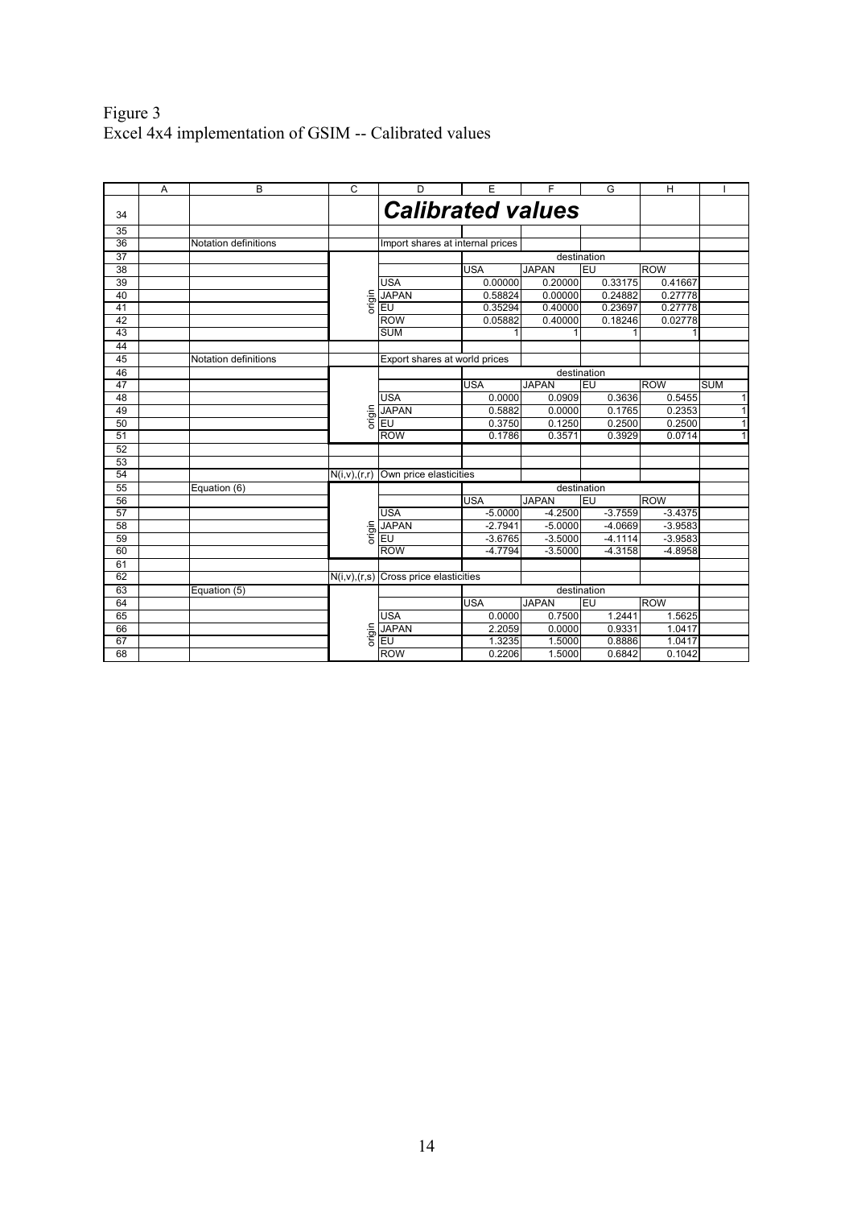Figure 3
Excel 4x4 implementation of GSIM -- Calibrated values

| | A | B | C | D | E | F | G | H | I |
|---|---|---|---|---|---|---|---|---|---|
| 34 | | | | ***Calibrated values*** | | | | | |
| 35 | | | | | | | | | |
| 36 | | Notation definitions | | Import shares at internal prices | | | | | |
| 37 | | | | | destination | | | | |
| 38 | | | | | USA | JAPAN | EU | ROW | |
| 39 | | | origin | USA | 0.00000 | 0.20000 | 0.33175 | 0.41667 | |
| 40 | | | | JAPAN | 0.58824 | 0.00000 | 0.24882 | 0.27778 | |
| 41 | | | | EU | 0.35294 | 0.40000 | 0.23697 | 0.27778 | |
| 42 | | | | ROW | 0.05882 | 0.40000 | 0.18246 | 0.02778 | |
| 43 | | | | SUM | 1 | 1 | 1 | 1 | |
| 44 | | | | | | | | | |
| 45 | | Notation definitions | | Export shares at world prices | | | | | |
| 46 | | | | | destination | | | | |
| 47 | | | | | USA | JAPAN | EU | ROW | SUM |
| 48 | | | origin | USA | 0.0000 | 0.0909 | 0.3636 | 0.5455 | 1 |
| 49 | | | | JAPAN | 0.5882 | 0.0000 | 0.1765 | 0.2353 | 1 |
| 50 | | | | EU | 0.3750 | 0.1250 | 0.2500 | 0.2500 | 1 |
| 51 | | | | ROW | 0.1786 | 0.3571 | 0.3929 | 0.0714 | 1 |
| 52 | | | | | | | | | |
| 53 | | | | | | | | | |
| 54 | | | N(i,v),(r,r) | Own price elasticities | | | | | |
| 55 | | Equation (6) | | | destination | | | | |
| 56 | | | | | USA | JAPAN | EU | ROW | |
| 57 | | | origin | USA | -5.0000 | -4.2500 | -3.7559 | -3.4375 | |
| 58 | | | | JAPAN | -2.7941 | -5.0000 | -4.0669 | -3.9583 | |
| 59 | | | | EU | -3.6765 | -3.5000 | -4.1114 | -3.9583 | |
| 60 | | | | ROW | -4.7794 | -3.5000 | -4.3158 | -4.8958 | |
| 61 | | | | | | | | | |
| 62 | | | N(i,v),(r,s) | Cross price elasticities | | | | | |
| 63 | | Equation (5) | | | destination | | | | |
| 64 | | | | | USA | JAPAN | EU | ROW | |
| 65 | | | origin | USA | 0.0000 | 0.7500 | 1.2441 | 1.5625 | |
| 66 | | | | JAPAN | 2.2059 | 0.0000 | 0.9331 | 1.0417 | |
| 67 | | | | EU | 1.3235 | 1.5000 | 0.8886 | 1.0417 | |
| 68 | | | | ROW | 0.2206 | 1.5000 | 0.6842 | 0.1042 | |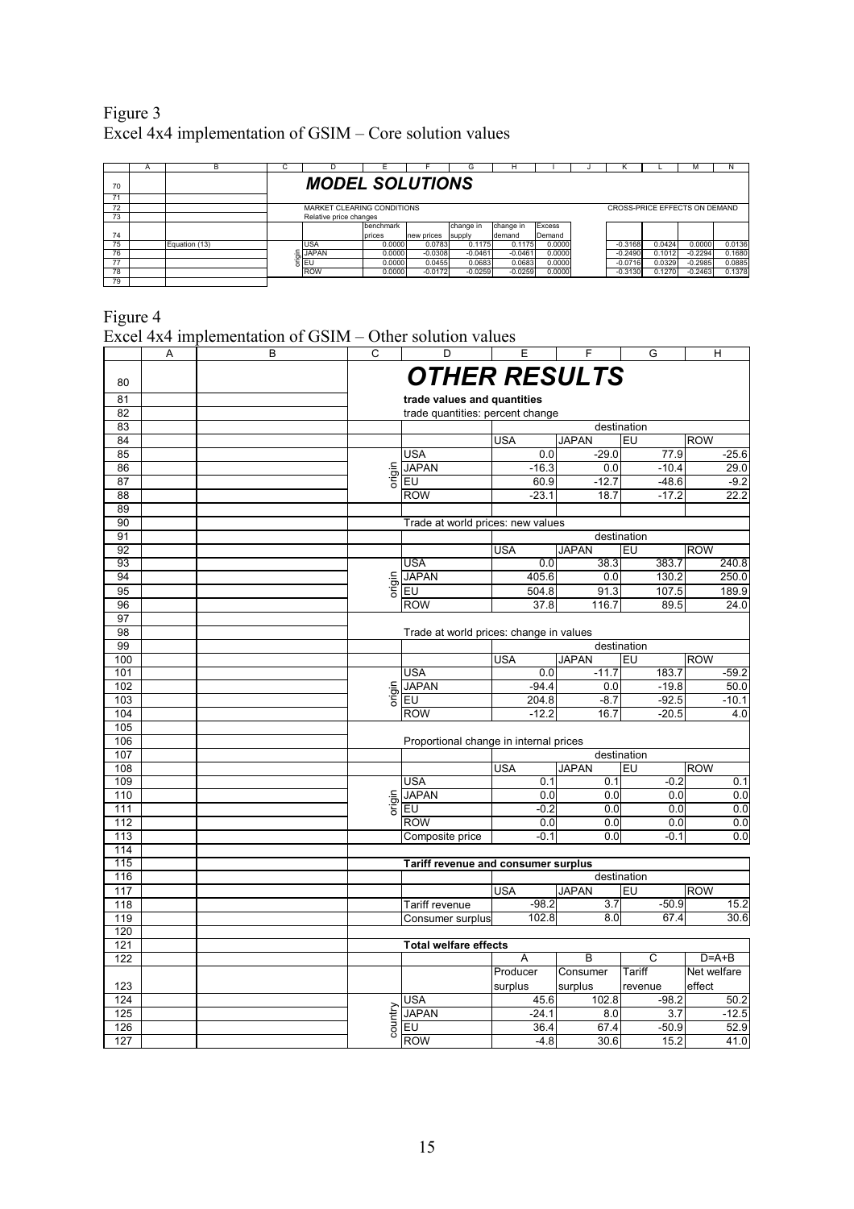Figure 3
Excel 4x4 implementation of GSIM – Core solution values

| | A | B | C | D | E | F | G | H | I | J | K | L | M | N |
|---|---|---|---|---|---|---|---|---|---|---|---|---|---|---|
| 70 | | | | ***MODEL SOLUTIONS*** | | | | | | | | | | |
| 71 | | | | | | | | | | | | | | |
| 72 | | | | MARKET CLEARING CONDITIONS | | | | | | | CROSS-PRICE EFFECTS ON DEMAND | | | |
| 73 | | | | Relative price changes | | | | | | | | | | |
| 74 | | | | | benchmark prices | new prices | change in supply | change in demand | Excess Demand | | | | | |
| 75 | | Equation (13) | origin | USA | 0.0000 | 0.0783 | 0.1175 | 0.1175 | 0.0000 | | -0.3168 | 0.0424 | 0.0000 | 0.0136 |
| 76 | | | | JAPAN | 0.0000 | -0.0308 | -0.0461 | -0.0461 | 0.0000 | | -0.2490 | 0.1012 | -0.2294 | 0.1680 |
| 77 | | | | EU | 0.0000 | 0.0455 | 0.0683 | 0.0683 | 0.0000 | | -0.0716 | 0.0329 | -0.2985 | 0.0885 |
| 78 | | | | ROW | 0.0000 | -0.0172 | -0.0259 | -0.0259 | 0.0000 | | -0.3130 | 0.1270 | -0.2463 | 0.1378 |
| 79 | | | | | | | | | | | | | | |

Figure 4
Excel 4x4 implementation of GSIM – Other solution values

| | A | B | C | D | E | F | G | H |
|---|---|---|---|---|---|---|---|---|
| 80 | | | | ***OTHER RESULTS*** | | | | |
| 81 | | | | **trade values and quantities** | | | | |
| 82 | | | | trade quantities: percent change | | | | |
| 83 | | | | | | destination | | |
| 84 | | | | | USA | JAPAN | EU | ROW |
| 85 | | | origin | USA | 0.0 | -29.0 | 77.9 | -25.6 |
| 86 | | | | JAPAN | -16.3 | 0.0 | -10.4 | 29.0 |
| 87 | | | | EU | 60.9 | -12.7 | -48.6 | -9.2 |
| 88 | | | | ROW | -23.1 | 18.7 | -17.2 | 22.2 |
| 89 | | | | | | | | |
| 90 | | | | Trade at world prices: new values | | | | |
| 91 | | | | | | destination | | |
| 92 | | | | | USA | JAPAN | EU | ROW |
| 93 | | | origin | USA | 0.0 | 38.3 | 383.7 | 240.8 |
| 94 | | | | JAPAN | 405.6 | 0.0 | 130.2 | 250.0 |
| 95 | | | | EU | 504.8 | 91.3 | 107.5 | 189.9 |
| 96 | | | | ROW | 37.8 | 116.7 | 89.5 | 24.0 |
| 97 | | | | | | | | |
| 98 | | | | Trade at world prices: change in values | | | | |
| 99 | | | | | | destination | | |
| 100 | | | | | USA | JAPAN | EU | ROW |
| 101 | | | origin | USA | 0.0 | -11.7 | 183.7 | -59.2 |
| 102 | | | | JAPAN | -94.4 | 0.0 | -19.8 | 50.0 |
| 103 | | | | EU | 204.8 | -8.7 | -92.5 | -10.1 |
| 104 | | | | ROW | -12.2 | 16.7 | -20.5 | 4.0 |
| 105 | | | | | | | | |
| 106 | | | | Proportional change in internal prices | | | | |
| 107 | | | | | | destination | | |
| 108 | | | | | USA | JAPAN | EU | ROW |
| 109 | | | origin | USA | 0.1 | 0.1 | -0.2 | 0.1 |
| 110 | | | | JAPAN | 0.0 | 0.0 | 0.0 | 0.0 |
| 111 | | | | EU | -0.2 | 0.0 | 0.0 | 0.0 |
| 112 | | | | ROW | 0.0 | 0.0 | 0.0 | 0.0 |
| 113 | | | | Composite price | -0.1 | 0.0 | -0.1 | 0.0 |
| 114 | | | | | | | | |
| 115 | | | | **Tariff revenue and consumer surplus** | | | | |
| 116 | | | | | | destination | | |
| 117 | | | | | USA | JAPAN | EU | ROW |
| 118 | | | | Tariff revenue | -98.2 | 3.7 | -50.9 | 15.2 |
| 119 | | | | Consumer surplus | 102.8 | 8.0 | 67.4 | 30.6 |
| 120 | | | | | | | | |
| 121 | | | | **Total welfare effects** | | | | |
| 122 | | | | | A | B | C | D=A+B |
| 123 | | | | | Producer surplus | Consumer surplus | Tariff revenue | Net welfare effect |
| 124 | | | country | USA | 45.6 | 102.8 | -98.2 | 50.2 |
| 125 | | | | JAPAN | -24.1 | 8.0 | 3.7 | -12.5 |
| 126 | | | | EU | 36.4 | 67.4 | -50.9 | 52.9 |
| 127 | | | | ROW | -4.8 | 30.6 | 15.2 | 41.0 |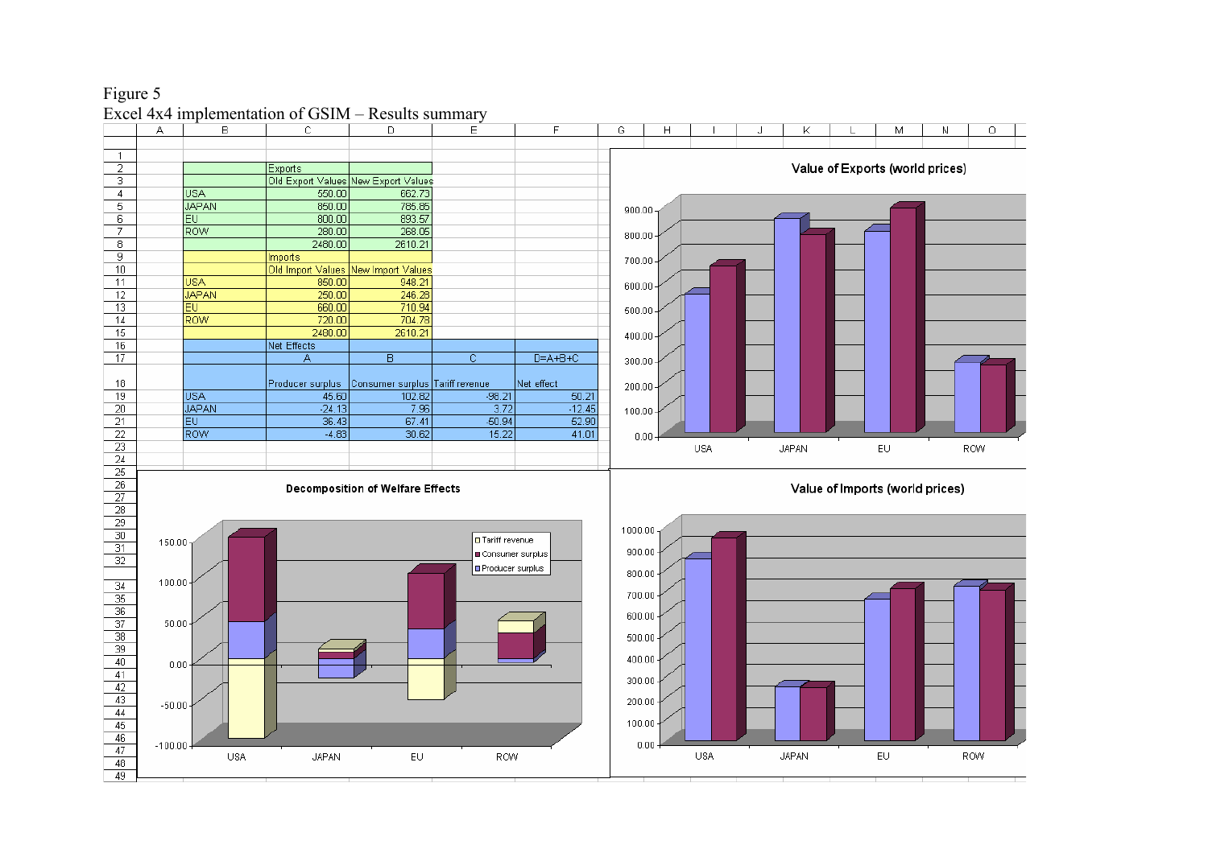Figure 5
Excel 4x4 implementation of GSIM – Results summary

| | Exports | |
|---|---|---|
| | Old Export Values | New Export Values |
| USA | 550.00 | 662.73 |
| JAPAN | 850.00 | 785.85 |
| EU | 800.00 | 893.57 |
| ROW | 280.00 | 268.05 |
| | 2480.00 | 2610.21 |

| | Imports | |
|---|---|---|
| | Old Import Values | New Import Values |
| USA | 850.00 | 948.21 |
| JAPAN | 250.00 | 246.28 |
| EU | 660.00 | 710.94 |
| ROW | 720.00 | 704.78 |
| | 2480.00 | 2610.21 |

| | Net Effects | | | |
|---|---|---|---|---|
| | A | B | C | D=A+B+C |
| | Producer surplus | Consumer surplus | Tariff revenue | Net effect |
| USA | 45.60 | 102.82 | -98.21 | 50.21 |
| JAPAN | -24.13 | 7.96 | 3.72 | -12.45 |
| EU | 36.43 | 67.41 | -50.94 | 52.90 |
| ROW | -4.83 | 30.62 | 15.22 | 41.01 |

Value of Exports (world prices)

900.00
800.00
700.00
600.00
500.00
400.00
300.00
200.00
100.00
0.00

USA JAPAN EU ROW

Decomposition of Welfare Effects

150.00
100.00
50.00
0.00
-50.00
-100.00

Tariff revenue
Consumer surplus
Producer surplus

USA JAPAN EU ROW

Value of Imports (world prices)

1000.00
900.00
800.00
700.00
600.00
500.00
400.00
300.00
200.00
100.00
0.00

USA JAPAN EU ROW